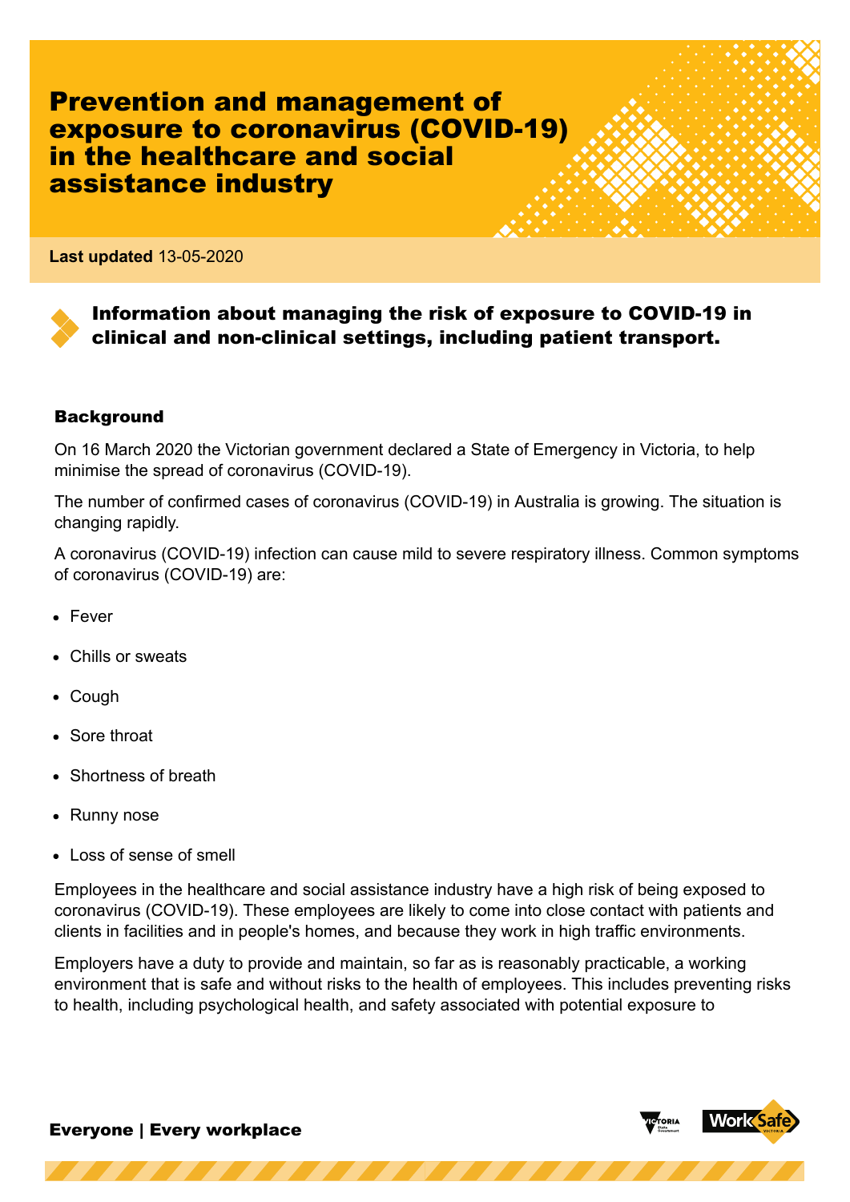# Prevention and management of exposure to coronavirus (COVID-19) in the healthcare and social assistance industry

**Last updated** 13-05-2020

**Information about managing the risk of exposure to COVID-19 in clinical and non-clinical settings, including patient transport.**

## Background

On 16 March 2020 the Victorian government declared a State of Emergency in Victoria, to help minimise the spread of coronavirus (COVID-19).

The number of confirmed cases of coronavirus (COVID-19) in Australia is growing. The situation is changing rapidly.

A coronavirus (COVID-19) infection can cause mild to severe respiratory illness. Common symptoms of coronavirus (COVID-19) are:

- Fever
- Chills or sweats
- Cough
- Sore throat
- Shortness of breath
- Runny nose
- Loss of sense of smell

Employees in the healthcare and social assistance industry have a high risk of being exposed to coronavirus (COVID-19). These employees are likely to come into close contact with patients and clients in facilities and in people's homes, and because they work in high traffic environments.

Employers have a duty to provide and maintain, so far as is reasonably practicable, a working environment that is safe and without risks to the health of employees. This includes preventing risks to health, including psychological health, and safety associated with potential exposure to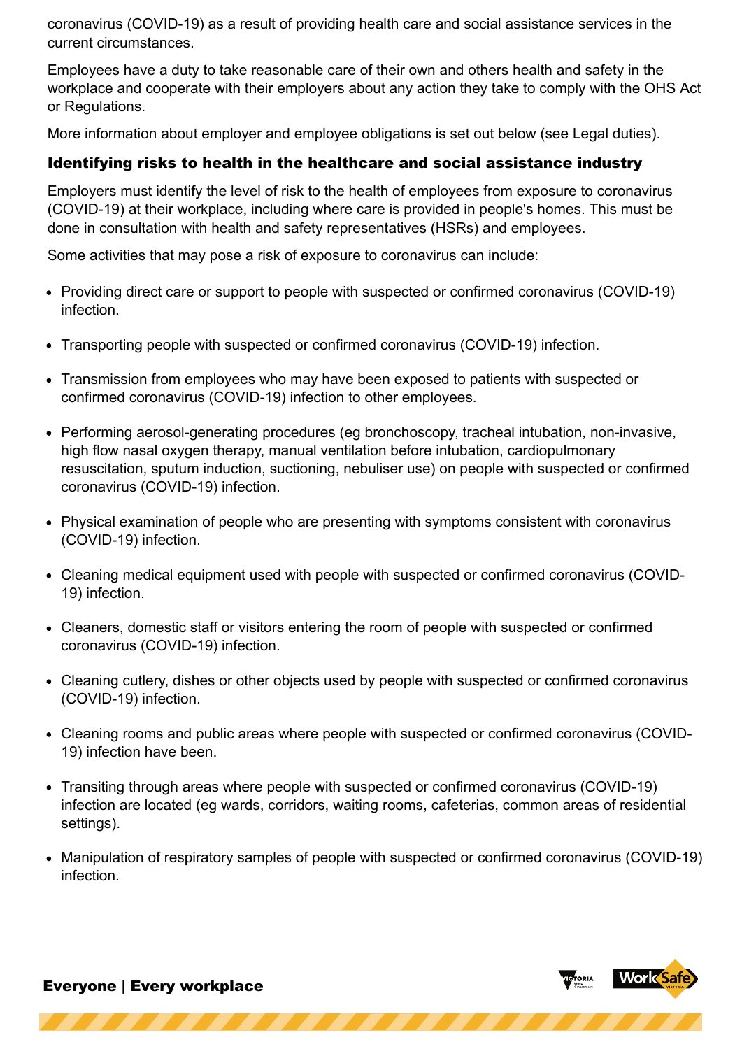coronavirus (COVID-19) as a result of providing health care and social assistance services in the current circumstances.

Employees have a duty to take reasonable care of their own and others health and safety in the workplace and cooperate with their employers about any action they take to comply with the OHS Act or Regulations.

More information about employer and employee obligations is set out below (see Legal duties).

### Identifying risks to health in the healthcare and social assistance industry

Employers must identify the level of risk to the health of employees from exposure to coronavirus (COVID-19) at their workplace, including where care is provided in people's homes. This must be done in consultation with health and safety representatives (HSRs) and employees.

Some activities that may pose a risk of exposure to coronavirus can include:

- Providing direct care or support to people with suspected or confirmed coronavirus (COVID-19) infection.
- Transporting people with suspected or confirmed coronavirus (COVID-19) infection.
- Transmission from employees who may have been exposed to patients with suspected or confirmed coronavirus (COVID-19) infection to other employees.
- Performing aerosol-generating procedures (eg bronchoscopy, tracheal intubation, non-invasive, high flow nasal oxygen therapy, manual ventilation before intubation, cardiopulmonary resuscitation, sputum induction, suctioning, nebuliser use) on people with suspected or confirmed coronavirus (COVID-19) infection.
- Physical examination of people who are presenting with symptoms consistent with coronavirus (COVID-19) infection.
- Cleaning medical equipment used with people with suspected or confirmed coronavirus (COVID-19) infection.
- Cleaners, domestic staff or visitors entering the room of people with suspected or confirmed coronavirus (COVID-19) infection.
- Cleaning cutlery, dishes or other objects used by people with suspected or confirmed coronavirus (COVID-19) infection.
- Cleaning rooms and public areas where people with suspected or confirmed coronavirus (COVID-19) infection have been.
- Transiting through areas where people with suspected or confirmed coronavirus (COVID-19) infection are located (eg wards, corridors, waiting rooms, cafeterias, common areas of residential settings).
- Manipulation of respiratory samples of people with suspected or confirmed coronavirus (COVID-19) infection.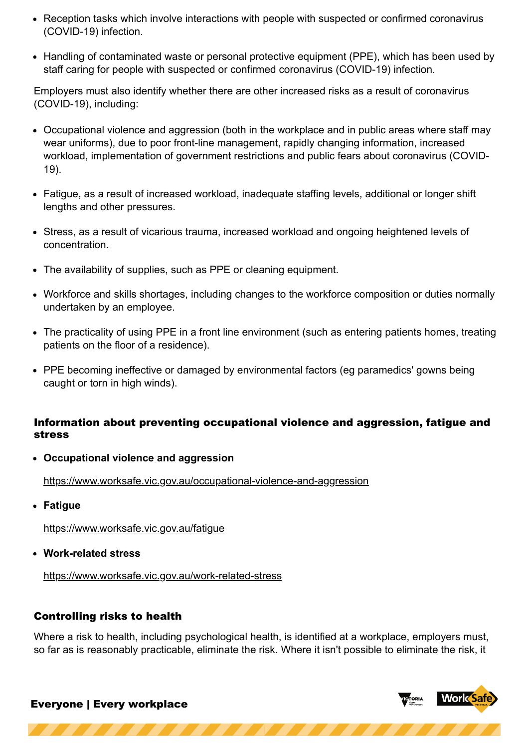- Reception tasks which involve interactions with people with suspected or confirmed coronavirus (COVID-19) infection.
- Handling of contaminated waste or personal protective equipment (PPE), which has been used by staff caring for people with suspected or confirmed coronavirus (COVID-19) infection.

Employers must also identify whether there are other increased risks as a result of coronavirus (COVID-19), including:

- Occupational violence and aggression (both in the workplace and in public areas where staff may wear uniforms), due to poor front-line management, rapidly changing information, increased workload, implementation of government restrictions and public fears about coronavirus (COVID-19).
- Fatigue, as a result of increased workload, inadequate staffing levels, additional or longer shift lengths and other pressures.
- Stress, as a result of vicarious trauma, increased workload and ongoing heightened levels of concentration.
- The availability of supplies, such as PPE or cleaning equipment.
- Workforce and skills shortages, including changes to the workforce composition or duties normally undertaken by an employee.
- The practicality of using PPE in a front line environment (such as entering patients homes, treating patients on the floor of a residence).
- PPE becoming ineffective or damaged by environmental factors (eg paramedics' gowns being caught or torn in high winds).

### Information about preventing occupational violence and aggression, fatigue and stress

- **Occupational violence and aggression**

  https://www.worksafe.vic.gov.au/occupational-violence-and-aggression

- **Fatigue**

  https://www.worksafe.vic.gov.au/fatigue

- **Work-related stress**

  https://www.worksafe.vic.gov.au/work-related-stress

### Controlling risks to health

Where a risk to health, including psychological health, is identified at a workplace, employers must, so far as is reasonably practicable, eliminate the risk. Where it isn't possible to eliminate the risk, it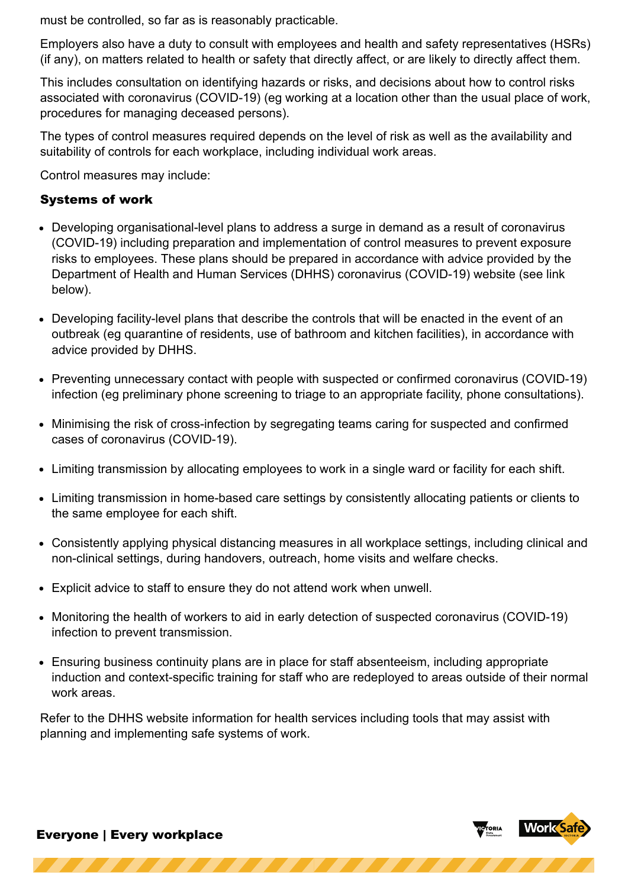must be controlled, so far as is reasonably practicable.

Employers also have a duty to consult with employees and health and safety representatives (HSRs) (if any), on matters related to health or safety that directly affect, or are likely to directly affect them.

This includes consultation on identifying hazards or risks, and decisions about how to control risks associated with coronavirus (COVID-19) (eg working at a location other than the usual place of work, procedures for managing deceased persons).

The types of control measures required depends on the level of risk as well as the availability and suitability of controls for each workplace, including individual work areas.

Control measures may include:

### Systems of work

- Developing organisational-level plans to address a surge in demand as a result of coronavirus (COVID-19) including preparation and implementation of control measures to prevent exposure risks to employees. These plans should be prepared in accordance with advice provided by the Department of Health and Human Services (DHHS) coronavirus (COVID-19) website (see link below).
- Developing facility-level plans that describe the controls that will be enacted in the event of an outbreak (eg quarantine of residents, use of bathroom and kitchen facilities), in accordance with advice provided by DHHS.
- Preventing unnecessary contact with people with suspected or confirmed coronavirus (COVID-19) infection (eg preliminary phone screening to triage to an appropriate facility, phone consultations).
- Minimising the risk of cross-infection by segregating teams caring for suspected and confirmed cases of coronavirus (COVID-19).
- Limiting transmission by allocating employees to work in a single ward or facility for each shift.
- Limiting transmission in home-based care settings by consistently allocating patients or clients to the same employee for each shift.
- Consistently applying physical distancing measures in all workplace settings, including clinical and non-clinical settings, during handovers, outreach, home visits and welfare checks.
- Explicit advice to staff to ensure they do not attend work when unwell.
- Monitoring the health of workers to aid in early detection of suspected coronavirus (COVID-19) infection to prevent transmission.
- Ensuring business continuity plans are in place for staff absenteeism, including appropriate induction and context-specific training for staff who are redeployed to areas outside of their normal work areas.

Refer to the DHHS website information for health services including tools that may assist with planning and implementing safe systems of work.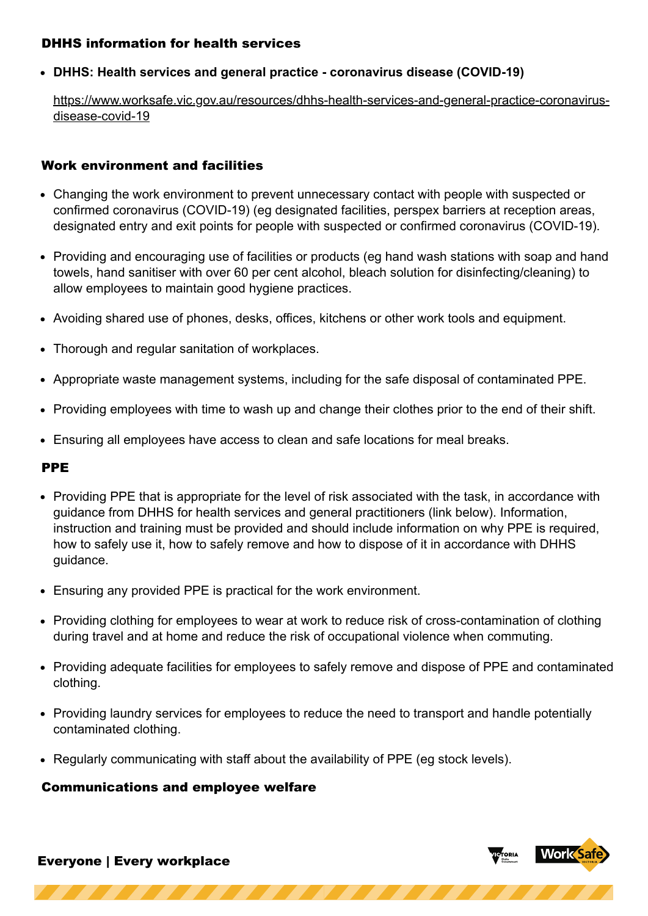### DHHS information for health services

- **DHHS: Health services and general practice - coronavirus disease (COVID-19)**

  https://www.worksafe.vic.gov.au/resources/dhhs-health-services-and-general-practice-coronavirus-disease-covid-19

### Work environment and facilities

- Changing the work environment to prevent unnecessary contact with people with suspected or confirmed coronavirus (COVID-19) (eg designated facilities, perspex barriers at reception areas, designated entry and exit points for people with suspected or confirmed coronavirus (COVID-19).
- Providing and encouraging use of facilities or products (eg hand wash stations with soap and hand towels, hand sanitiser with over 60 per cent alcohol, bleach solution for disinfecting/cleaning) to allow employees to maintain good hygiene practices.
- Avoiding shared use of phones, desks, offices, kitchens or other work tools and equipment.
- Thorough and regular sanitation of workplaces.
- Appropriate waste management systems, including for the safe disposal of contaminated PPE.
- Providing employees with time to wash up and change their clothes prior to the end of their shift.
- Ensuring all employees have access to clean and safe locations for meal breaks.

### PPE

- Providing PPE that is appropriate for the level of risk associated with the task, in accordance with guidance from DHHS for health services and general practitioners (link below). Information, instruction and training must be provided and should include information on why PPE is required, how to safely use it, how to safely remove and how to dispose of it in accordance with DHHS guidance.
- Ensuring any provided PPE is practical for the work environment.
- Providing clothing for employees to wear at work to reduce risk of cross-contamination of clothing during travel and at home and reduce the risk of occupational violence when commuting.
- Providing adequate facilities for employees to safely remove and dispose of PPE and contaminated clothing.
- Providing laundry services for employees to reduce the need to transport and handle potentially contaminated clothing.
- Regularly communicating with staff about the availability of PPE (eg stock levels).

### Communications and employee welfare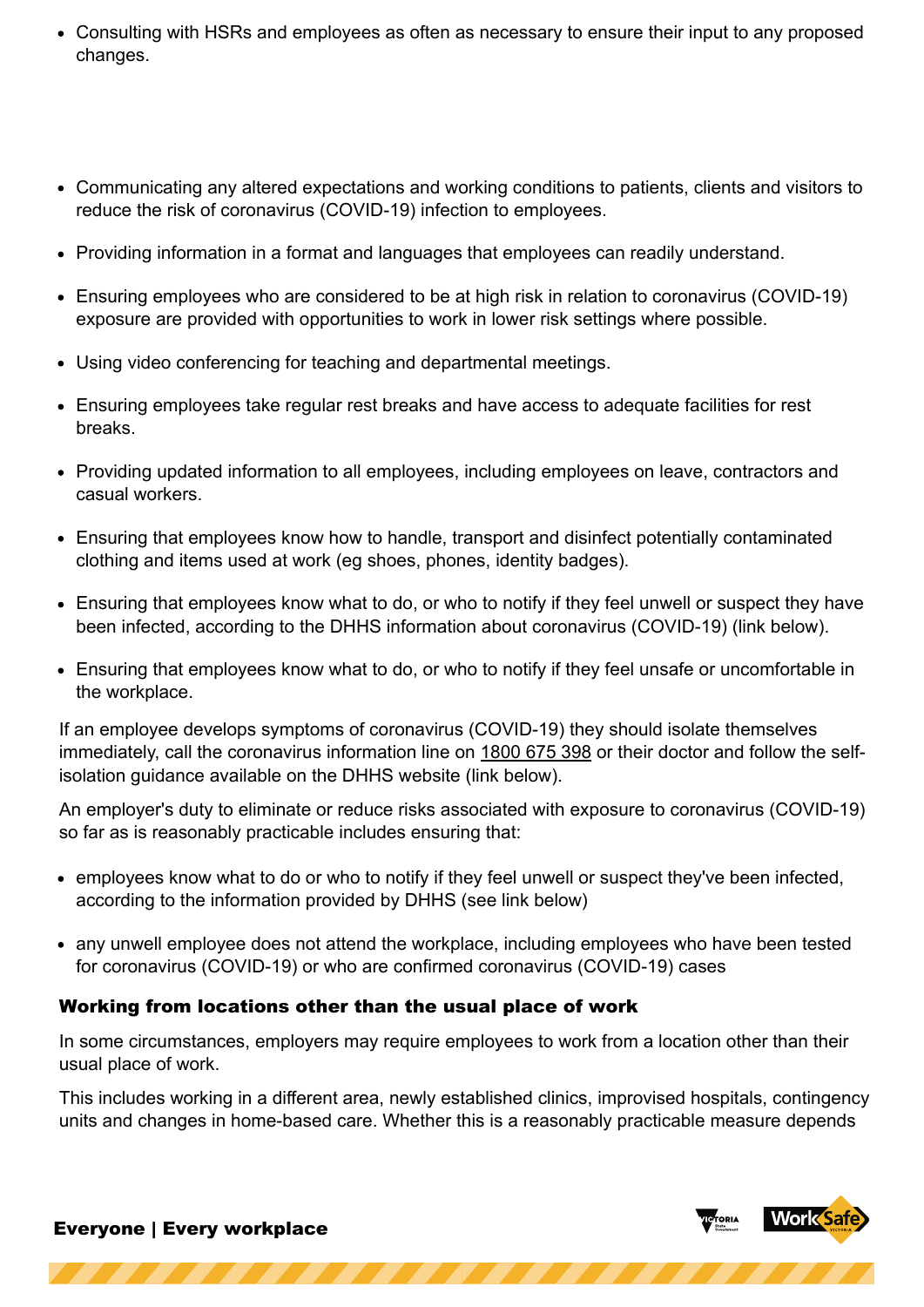- Consulting with HSRs and employees as often as necessary to ensure their input to any proposed changes.

- Communicating any altered expectations and working conditions to patients, clients and visitors to reduce the risk of coronavirus (COVID-19) infection to employees.
- Providing information in a format and languages that employees can readily understand.
- Ensuring employees who are considered to be at high risk in relation to coronavirus (COVID-19) exposure are provided with opportunities to work in lower risk settings where possible.
- Using video conferencing for teaching and departmental meetings.
- Ensuring employees take regular rest breaks and have access to adequate facilities for rest breaks.
- Providing updated information to all employees, including employees on leave, contractors and casual workers.
- Ensuring that employees know how to handle, transport and disinfect potentially contaminated clothing and items used at work (eg shoes, phones, identity badges).
- Ensuring that employees know what to do, or who to notify if they feel unwell or suspect they have been infected, according to the DHHS information about coronavirus (COVID-19) (link below).
- Ensuring that employees know what to do, or who to notify if they feel unsafe or uncomfortable in the workplace.

If an employee develops symptoms of coronavirus (COVID-19) they should isolate themselves immediately, call the coronavirus information line on 1800 675 398 or their doctor and follow the self-isolation guidance available on the DHHS website (link below).

An employer's duty to eliminate or reduce risks associated with exposure to coronavirus (COVID-19) so far as is reasonably practicable includes ensuring that:

- employees know what to do or who to notify if they feel unwell or suspect they've been infected, according to the information provided by DHHS (see link below)
- any unwell employee does not attend the workplace, including employees who have been tested for coronavirus (COVID-19) or who are confirmed coronavirus (COVID-19) cases

### Working from locations other than the usual place of work

In some circumstances, employers may require employees to work from a location other than their usual place of work.

This includes working in a different area, newly established clinics, improvised hospitals, contingency units and changes in home-based care. Whether this is a reasonably practicable measure depends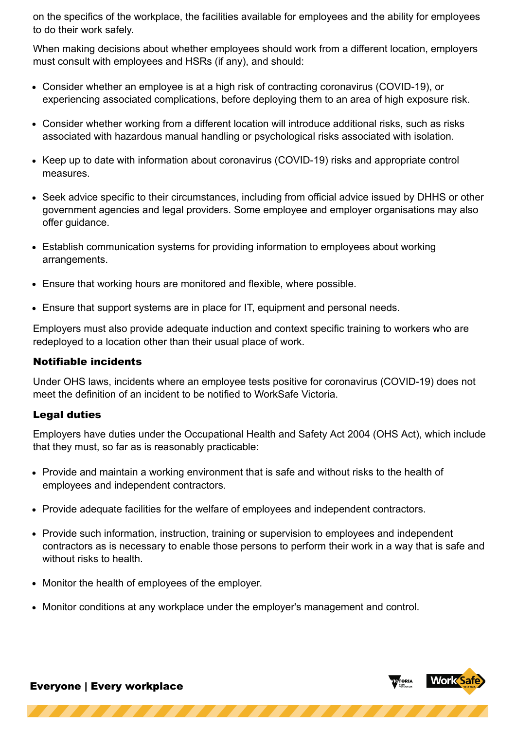on the specifics of the workplace, the facilities available for employees and the ability for employees to do their work safely.

When making decisions about whether employees should work from a different location, employers must consult with employees and HSRs (if any), and should:

- Consider whether an employee is at a high risk of contracting coronavirus (COVID-19), or experiencing associated complications, before deploying them to an area of high exposure risk.
- Consider whether working from a different location will introduce additional risks, such as risks associated with hazardous manual handling or psychological risks associated with isolation.
- Keep up to date with information about coronavirus (COVID-19) risks and appropriate control measures.
- Seek advice specific to their circumstances, including from official advice issued by DHHS or other government agencies and legal providers. Some employee and employer organisations may also offer guidance.
- Establish communication systems for providing information to employees about working arrangements.
- Ensure that working hours are monitored and flexible, where possible.
- Ensure that support systems are in place for IT, equipment and personal needs.

Employers must also provide adequate induction and context specific training to workers who are redeployed to a location other than their usual place of work.

### Notifiable incidents

Under OHS laws, incidents where an employee tests positive for coronavirus (COVID-19) does not meet the definition of an incident to be notified to WorkSafe Victoria.

### Legal duties

Employers have duties under the Occupational Health and Safety Act 2004 (OHS Act), which include that they must, so far as is reasonably practicable:

- Provide and maintain a working environment that is safe and without risks to the health of employees and independent contractors.
- Provide adequate facilities for the welfare of employees and independent contractors.
- Provide such information, instruction, training or supervision to employees and independent contractors as is necessary to enable those persons to perform their work in a way that is safe and without risks to health.
- Monitor the health of employees of the employer.
- Monitor conditions at any workplace under the employer's management and control.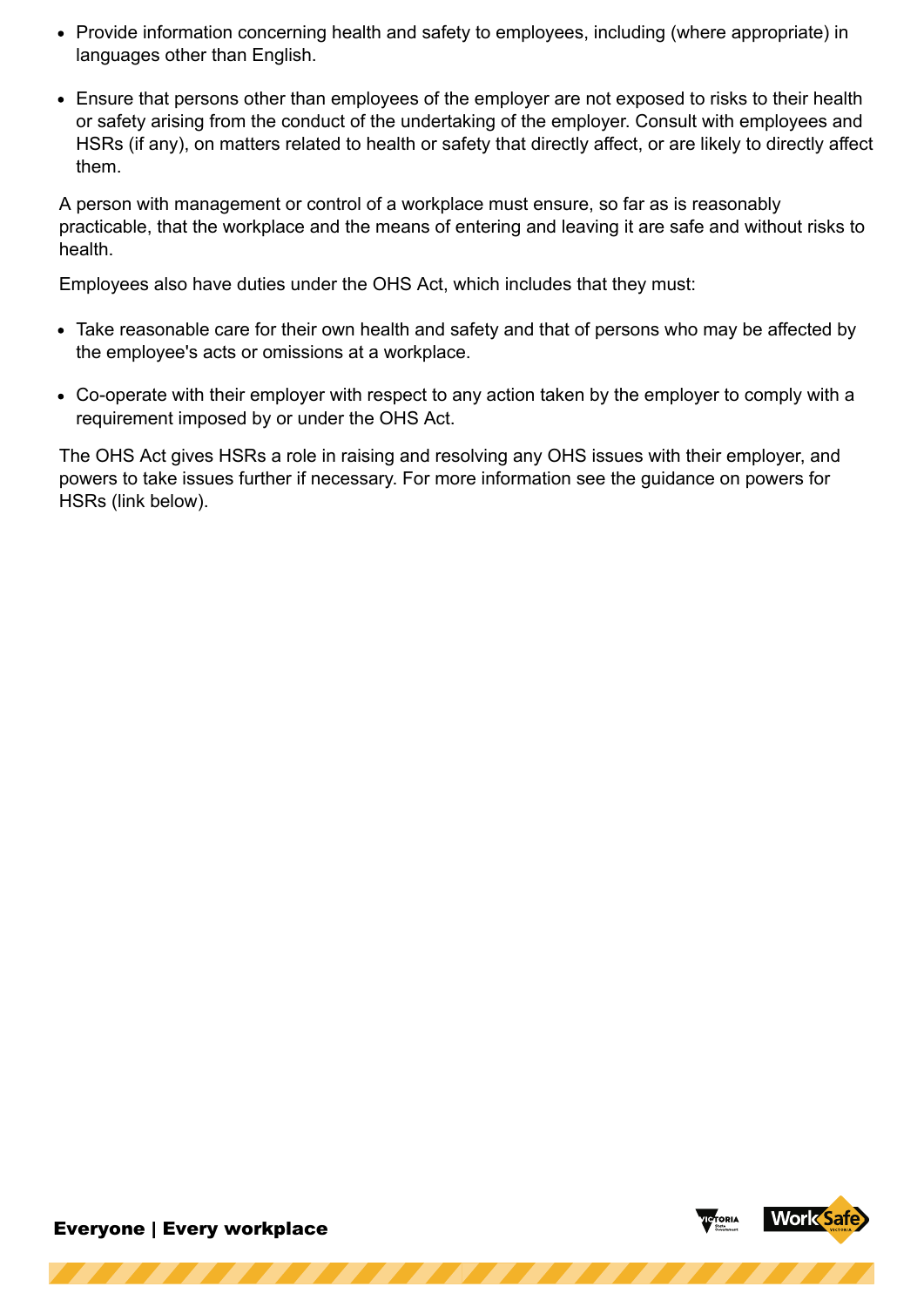- Provide information concerning health and safety to employees, including (where appropriate) in languages other than English.
- Ensure that persons other than employees of the employer are not exposed to risks to their health or safety arising from the conduct of the undertaking of the employer. Consult with employees and HSRs (if any), on matters related to health or safety that directly affect, or are likely to directly affect them.

A person with management or control of a workplace must ensure, so far as is reasonably practicable, that the workplace and the means of entering and leaving it are safe and without risks to health.

Employees also have duties under the OHS Act, which includes that they must:

- Take reasonable care for their own health and safety and that of persons who may be affected by the employee's acts or omissions at a workplace.
- Co-operate with their employer with respect to any action taken by the employer to comply with a requirement imposed by or under the OHS Act.

The OHS Act gives HSRs a role in raising and resolving any OHS issues with their employer, and powers to take issues further if necessary. For more information see the guidance on powers for HSRs (link below).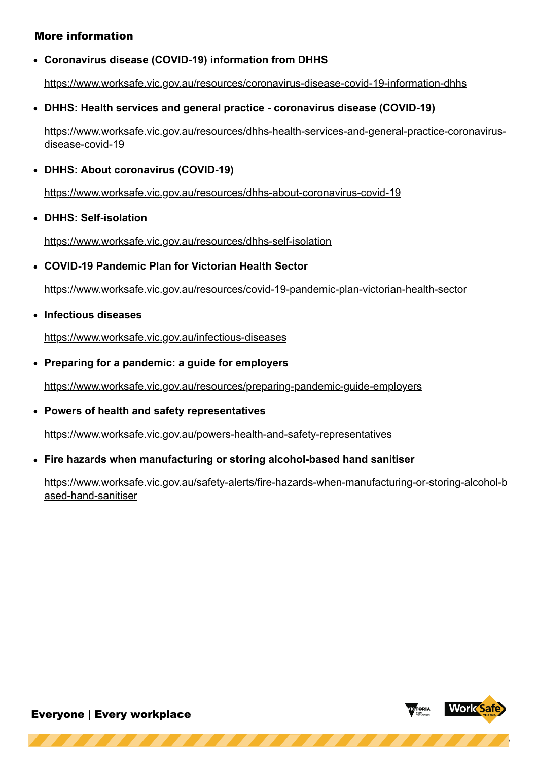## More information

- **Coronavirus disease (COVID-19) information from DHHS**

  https://www.worksafe.vic.gov.au/resources/coronavirus-disease-covid-19-information-dhhs

- **DHHS: Health services and general practice - coronavirus disease (COVID-19)**

  https://www.worksafe.vic.gov.au/resources/dhhs-health-services-and-general-practice-coronavirus-disease-covid-19

- **DHHS: About coronavirus (COVID-19)**

  https://www.worksafe.vic.gov.au/resources/dhhs-about-coronavirus-covid-19

- **DHHS: Self-isolation**

  https://www.worksafe.vic.gov.au/resources/dhhs-self-isolation

- **COVID-19 Pandemic Plan for Victorian Health Sector**

  https://www.worksafe.vic.gov.au/resources/covid-19-pandemic-plan-victorian-health-sector

- **Infectious diseases**

  https://www.worksafe.vic.gov.au/infectious-diseases

- **Preparing for a pandemic: a guide for employers**

  https://www.worksafe.vic.gov.au/resources/preparing-pandemic-guide-employers

- **Powers of health and safety representatives**

  https://www.worksafe.vic.gov.au/powers-health-and-safety-representatives

- **Fire hazards when manufacturing or storing alcohol-based hand sanitiser**

  https://www.worksafe.vic.gov.au/safety-alerts/fire-hazards-when-manufacturing-or-storing-alcohol-based-hand-sanitiser

**Everyone | Every workplace**